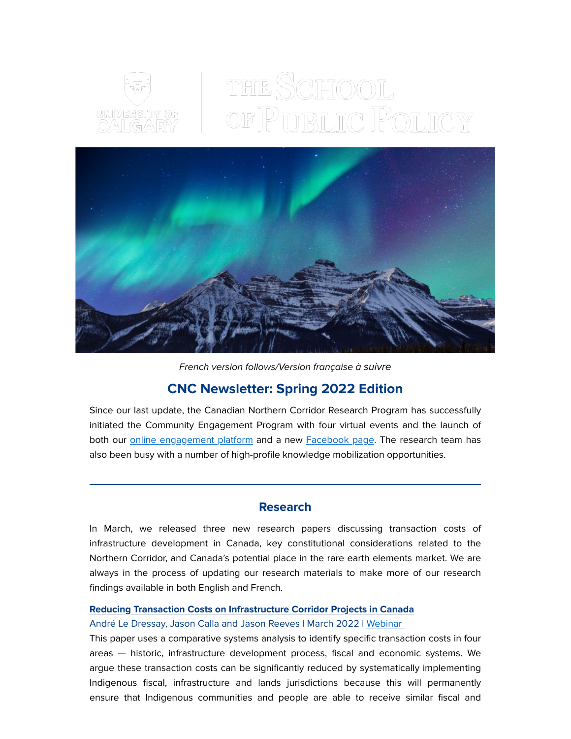*French version follows/Version française à suivre*

# CNC Newsletter: Spring 2022 Edition

Since our last update, the Canadian Northern Corridor Research Program has successfully initiated the Community Engagement Program with four virtual events and the launch of both our online engagement platform and a new Facebook page. The research team has also been busy with a number of high-profile knowledge mobilization opportunities.

---

## Research

In March, we released three new research papers discussing transaction costs of infrastructure development in Canada, key constitutional considerations related to the Northern Corridor, and Canada's potential place in the rare earth elements market. We are always in the process of updating our research materials to make more of our research findings available in both English and French.

**Reducing Transaction Costs on Infrastructure Corridor Projects in Canada**

André Le Dressay, Jason Calla and Jason Reeves | March 2022 | Webinar

This paper uses a comparative systems analysis to identify specific transaction costs in four areas — historic, infrastructure development process, fiscal and economic systems. We argue these transaction costs can be significantly reduced by systematically implementing Indigenous fiscal, infrastructure and lands jurisdictions because this will permanently ensure that Indigenous communities and people are able to receive similar fiscal and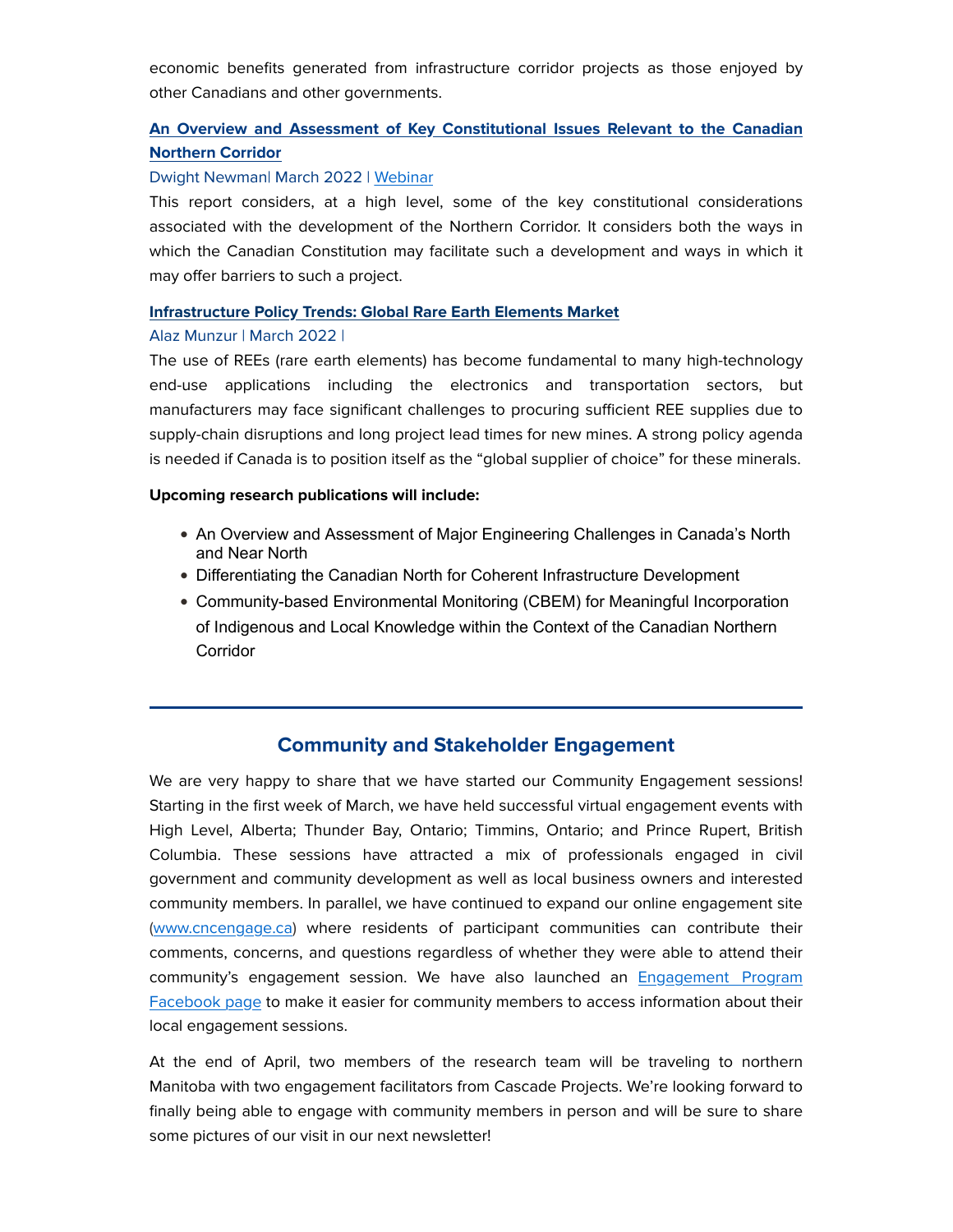economic benefits generated from infrastructure corridor projects as those enjoyed by other Canadians and other governments.

**[An Overview and Assessment of Key Constitutional Issues Relevant to the Canadian Northern Corridor](#)**

Dwight Newman| March 2022 | [Webinar](#)

This report considers, at a high level, some of the key constitutional considerations associated with the development of the Northern Corridor. It considers both the ways in which the Canadian Constitution may facilitate such a development and ways in which it may offer barriers to such a project.

**[Infrastructure Policy Trends: Global Rare Earth Elements Market](#)**

Alaz Munzur | March 2022 |

The use of REEs (rare earth elements) has become fundamental to many high-technology end-use applications including the electronics and transportation sectors, but manufacturers may face significant challenges to procuring sufficient REE supplies due to supply-chain disruptions and long project lead times for new mines. A strong policy agenda is needed if Canada is to position itself as the "global supplier of choice" for these minerals.

**Upcoming research publications will include:**

- An Overview and Assessment of Major Engineering Challenges in Canada's North and Near North
- Differentiating the Canadian North for Coherent Infrastructure Development
- Community-based Environmental Monitoring (CBEM) for Meaningful Incorporation of Indigenous and Local Knowledge within the Context of the Canadian Northern Corridor

---

## Community and Stakeholder Engagement

We are very happy to share that we have started our Community Engagement sessions! Starting in the first week of March, we have held successful virtual engagement events with High Level, Alberta; Thunder Bay, Ontario; Timmins, Ontario; and Prince Rupert, British Columbia. These sessions have attracted a mix of professionals engaged in civil government and community development as well as local business owners and interested community members. In parallel, we have continued to expand our online engagement site ([www.cncengage.ca](www.cncengage.ca)) where residents of participant communities can contribute their comments, concerns, and questions regardless of whether they were able to attend their community's engagement session. We have also launched an [Engagement Program Facebook page](#) to make it easier for community members to access information about their local engagement sessions.

At the end of April, two members of the research team will be traveling to northern Manitoba with two engagement facilitators from Cascade Projects. We're looking forward to finally being able to engage with community members in person and will be sure to share some pictures of our visit in our next newsletter!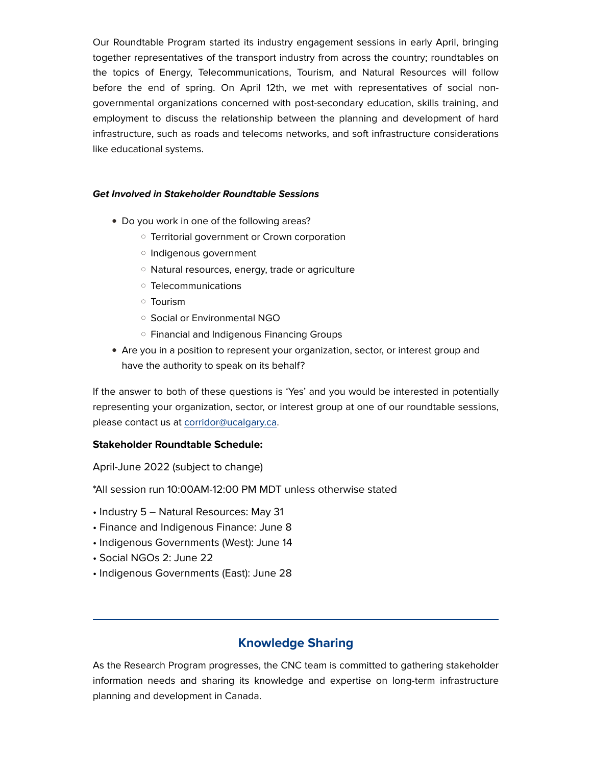Our Roundtable Program started its industry engagement sessions in early April, bringing together representatives of the transport industry from across the country; roundtables on the topics of Energy, Telecommunications, Tourism, and Natural Resources will follow before the end of spring. On April 12th, we met with representatives of social non-governmental organizations concerned with post-secondary education, skills training, and employment to discuss the relationship between the planning and development of hard infrastructure, such as roads and telecoms networks, and soft infrastructure considerations like educational systems.

***Get Involved in Stakeholder Roundtable Sessions***

- Do you work in one of the following areas?
  - Territorial government or Crown corporation
  - Indigenous government
  - Natural resources, energy, trade or agriculture
  - Telecommunications
  - Tourism
  - Social or Environmental NGO
  - Financial and Indigenous Financing Groups
- Are you in a position to represent your organization, sector, or interest group and have the authority to speak on its behalf?

If the answer to both of these questions is 'Yes' and you would be interested in potentially representing your organization, sector, or interest group at one of our roundtable sessions, please contact us at corridor@ucalgary.ca.

**Stakeholder Roundtable Schedule:**

April-June 2022 (subject to change)

*All session run 10:00AM-12:00 PM MDT unless otherwise stated

- Industry 5 – Natural Resources: May 31
- Finance and Indigenous Finance: June 8
- Indigenous Governments (West): June 14
- Social NGOs 2: June 22
- Indigenous Governments (East): June 28

---

## Knowledge Sharing

As the Research Program progresses, the CNC team is committed to gathering stakeholder information needs and sharing its knowledge and expertise on long-term infrastructure planning and development in Canada.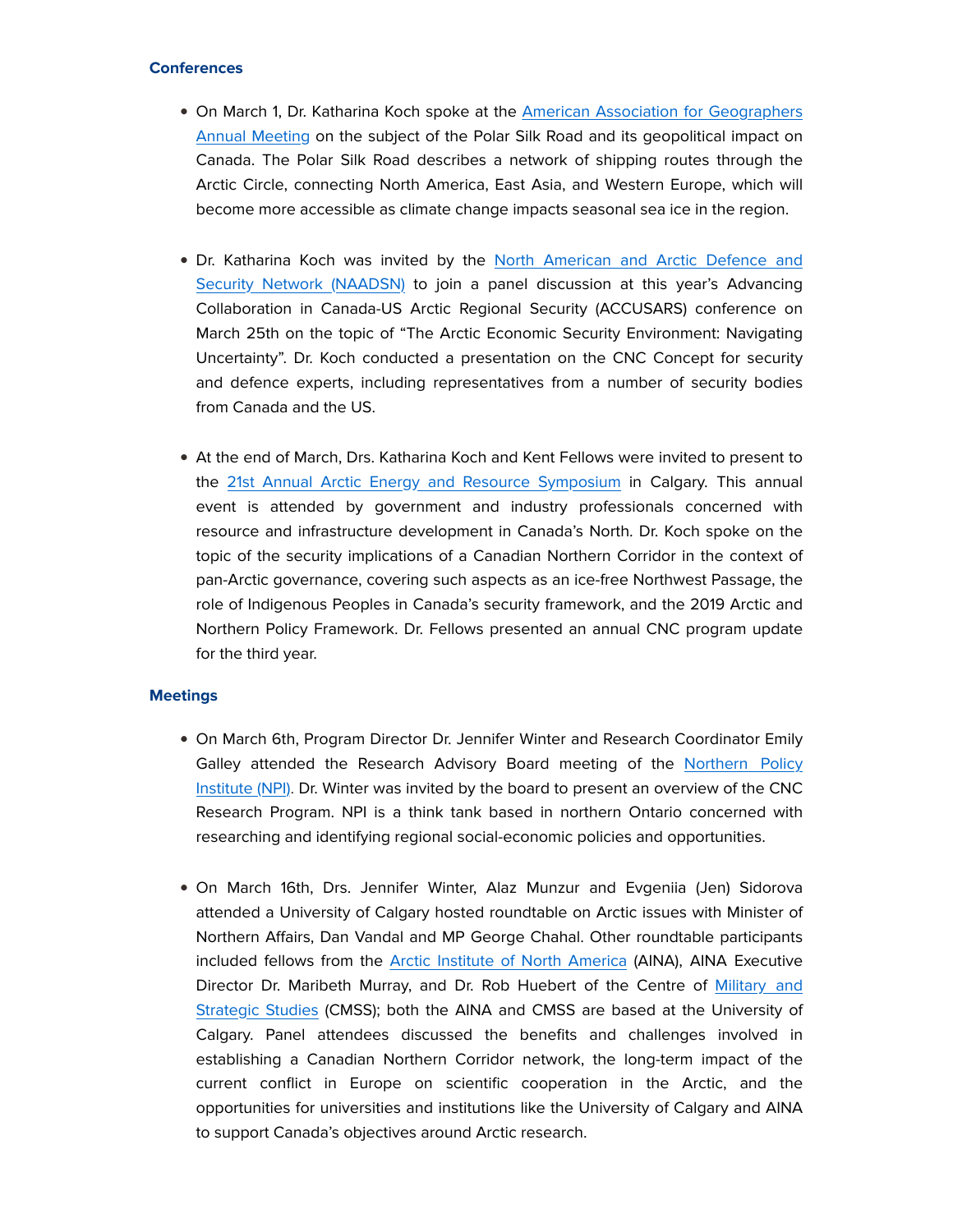### Conferences

- On March 1, Dr. Katharina Koch spoke at the American Association for Geographers Annual Meeting on the subject of the Polar Silk Road and its geopolitical impact on Canada. The Polar Silk Road describes a network of shipping routes through the Arctic Circle, connecting North America, East Asia, and Western Europe, which will become more accessible as climate change impacts seasonal sea ice in the region.

- Dr. Katharina Koch was invited by the North American and Arctic Defence and Security Network (NAADSN) to join a panel discussion at this year's Advancing Collaboration in Canada-US Arctic Regional Security (ACCUSARS) conference on March 25th on the topic of "The Arctic Economic Security Environment: Navigating Uncertainty". Dr. Koch conducted a presentation on the CNC Concept for security and defence experts, including representatives from a number of security bodies from Canada and the US.

- At the end of March, Drs. Katharina Koch and Kent Fellows were invited to present to the 21st Annual Arctic Energy and Resource Symposium in Calgary. This annual event is attended by government and industry professionals concerned with resource and infrastructure development in Canada's North. Dr. Koch spoke on the topic of the security implications of a Canadian Northern Corridor in the context of pan-Arctic governance, covering such aspects as an ice-free Northwest Passage, the role of Indigenous Peoples in Canada's security framework, and the 2019 Arctic and Northern Policy Framework. Dr. Fellows presented an annual CNC program update for the third year.

### Meetings

- On March 6th, Program Director Dr. Jennifer Winter and Research Coordinator Emily Galley attended the Research Advisory Board meeting of the Northern Policy Institute (NPI). Dr. Winter was invited by the board to present an overview of the CNC Research Program. NPI is a think tank based in northern Ontario concerned with researching and identifying regional social-economic policies and opportunities.

- On March 16th, Drs. Jennifer Winter, Alaz Munzur and Evgeniia (Jen) Sidorova attended a University of Calgary hosted roundtable on Arctic issues with Minister of Northern Affairs, Dan Vandal and MP George Chahal. Other roundtable participants included fellows from the Arctic Institute of North America (AINA), AINA Executive Director Dr. Maribeth Murray, and Dr. Rob Huebert of the Centre of Military and Strategic Studies (CMSS); both the AINA and CMSS are based at the University of Calgary. Panel attendees discussed the benefits and challenges involved in establishing a Canadian Northern Corridor network, the long-term impact of the current conflict in Europe on scientific cooperation in the Arctic, and the opportunities for universities and institutions like the University of Calgary and AINA to support Canada's objectives around Arctic research.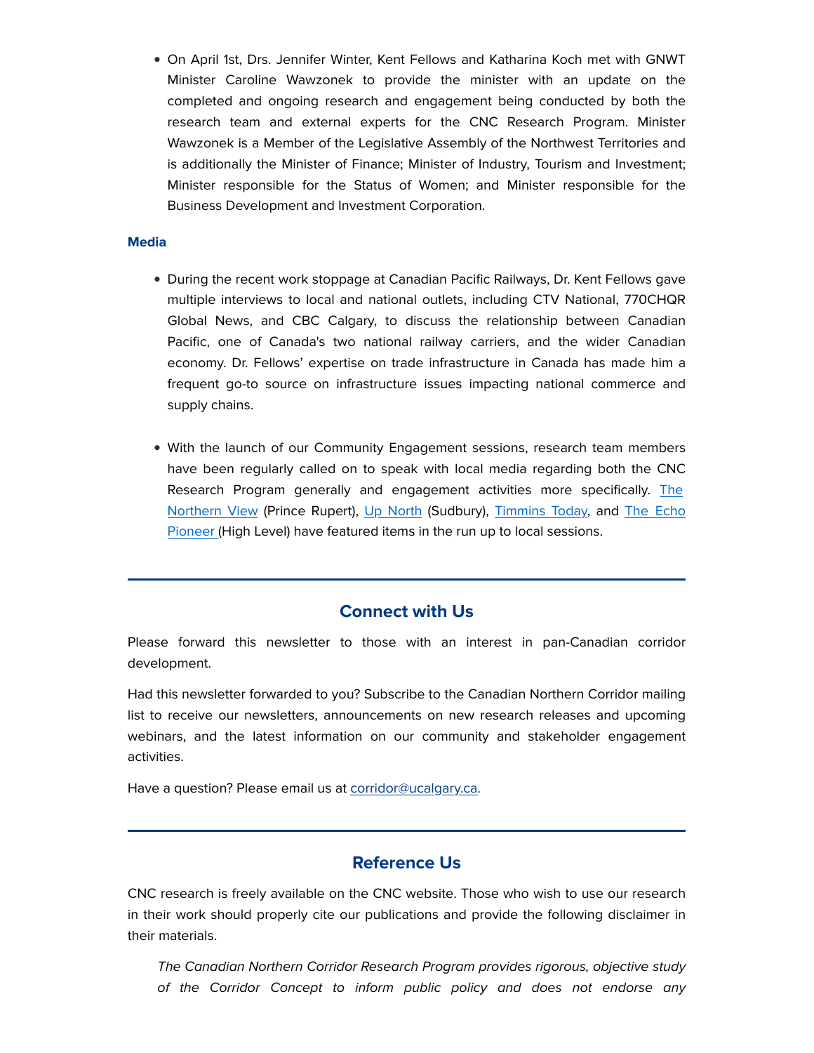- On April 1st, Drs. Jennifer Winter, Kent Fellows and Katharina Koch met with GNWT Minister Caroline Wawzonek to provide the minister with an update on the completed and ongoing research and engagement being conducted by both the research team and external experts for the CNC Research Program. Minister Wawzonek is a Member of the Legislative Assembly of the Northwest Territories and is additionally the Minister of Finance; Minister of Industry, Tourism and Investment; Minister responsible for the Status of Women; and Minister responsible for the Business Development and Investment Corporation.

### Media

- During the recent work stoppage at Canadian Pacific Railways, Dr. Kent Fellows gave multiple interviews to local and national outlets, including CTV National, 770CHQR Global News, and CBC Calgary, to discuss the relationship between Canadian Pacific, one of Canada's two national railway carriers, and the wider Canadian economy. Dr. Fellows' expertise on trade infrastructure in Canada has made him a frequent go-to source on infrastructure issues impacting national commerce and supply chains.

- With the launch of our Community Engagement sessions, research team members have been regularly called on to speak with local media regarding both the CNC Research Program generally and engagement activities more specifically. The Northern View (Prince Rupert), Up North (Sudbury), Timmins Today, and The Echo Pioneer (High Level) have featured items in the run up to local sessions.

---

## Connect with Us

Please forward this newsletter to those with an interest in pan-Canadian corridor development.

Had this newsletter forwarded to you? Subscribe to the Canadian Northern Corridor mailing list to receive our newsletters, announcements on new research releases and upcoming webinars, and the latest information on our community and stakeholder engagement activities.

Have a question? Please email us at corridor@ucalgary.ca.

---

## Reference Us

CNC research is freely available on the CNC website. Those who wish to use our research in their work should properly cite our publications and provide the following disclaimer in their materials.

> *The Canadian Northern Corridor Research Program provides rigorous, objective study of the Corridor Concept to inform public policy and does not endorse any*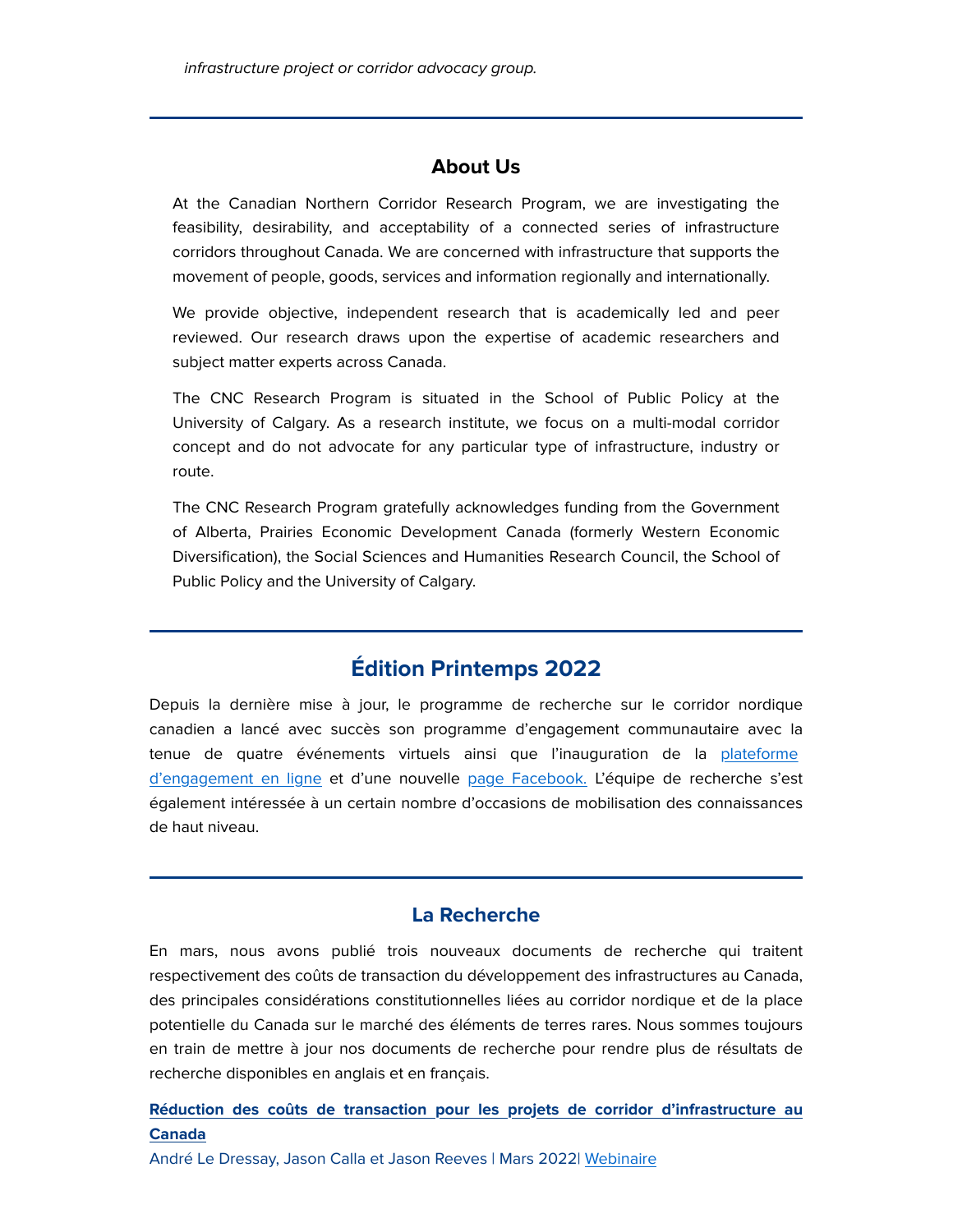*infrastructure project or corridor advocacy group.*

---

## About Us

At the Canadian Northern Corridor Research Program, we are investigating the feasibility, desirability, and acceptability of a connected series of infrastructure corridors throughout Canada. We are concerned with infrastructure that supports the movement of people, goods, services and information regionally and internationally.

We provide objective, independent research that is academically led and peer reviewed. Our research draws upon the expertise of academic researchers and subject matter experts across Canada.

The CNC Research Program is situated in the School of Public Policy at the University of Calgary. As a research institute, we focus on a multi-modal corridor concept and do not advocate for any particular type of infrastructure, industry or route.

The CNC Research Program gratefully acknowledges funding from the Government of Alberta, Prairies Economic Development Canada (formerly Western Economic Diversification), the Social Sciences and Humanities Research Council, the School of Public Policy and the University of Calgary.

---

## Édition Printemps 2022

Depuis la dernière mise à jour, le programme de recherche sur le corridor nordique canadien a lancé avec succès son programme d'engagement communautaire avec la tenue de quatre événements virtuels ainsi que l'inauguration de la plateforme d'engagement en ligne et d'une nouvelle page Facebook. L'équipe de recherche s'est également intéressée à un certain nombre d'occasions de mobilisation des connaissances de haut niveau.

---

## La Recherche

En mars, nous avons publié trois nouveaux documents de recherche qui traitent respectivement des coûts de transaction du développement des infrastructures au Canada, des principales considérations constitutionnelles liées au corridor nordique et de la place potentielle du Canada sur le marché des éléments de terres rares. Nous sommes toujours en train de mettre à jour nos documents de recherche pour rendre plus de résultats de recherche disponibles en anglais et en français.

**Réduction des coûts de transaction pour les projets de corridor d'infrastructure au Canada**

André Le Dressay, Jason Calla et Jason Reeves | Mars 2022| Webinaire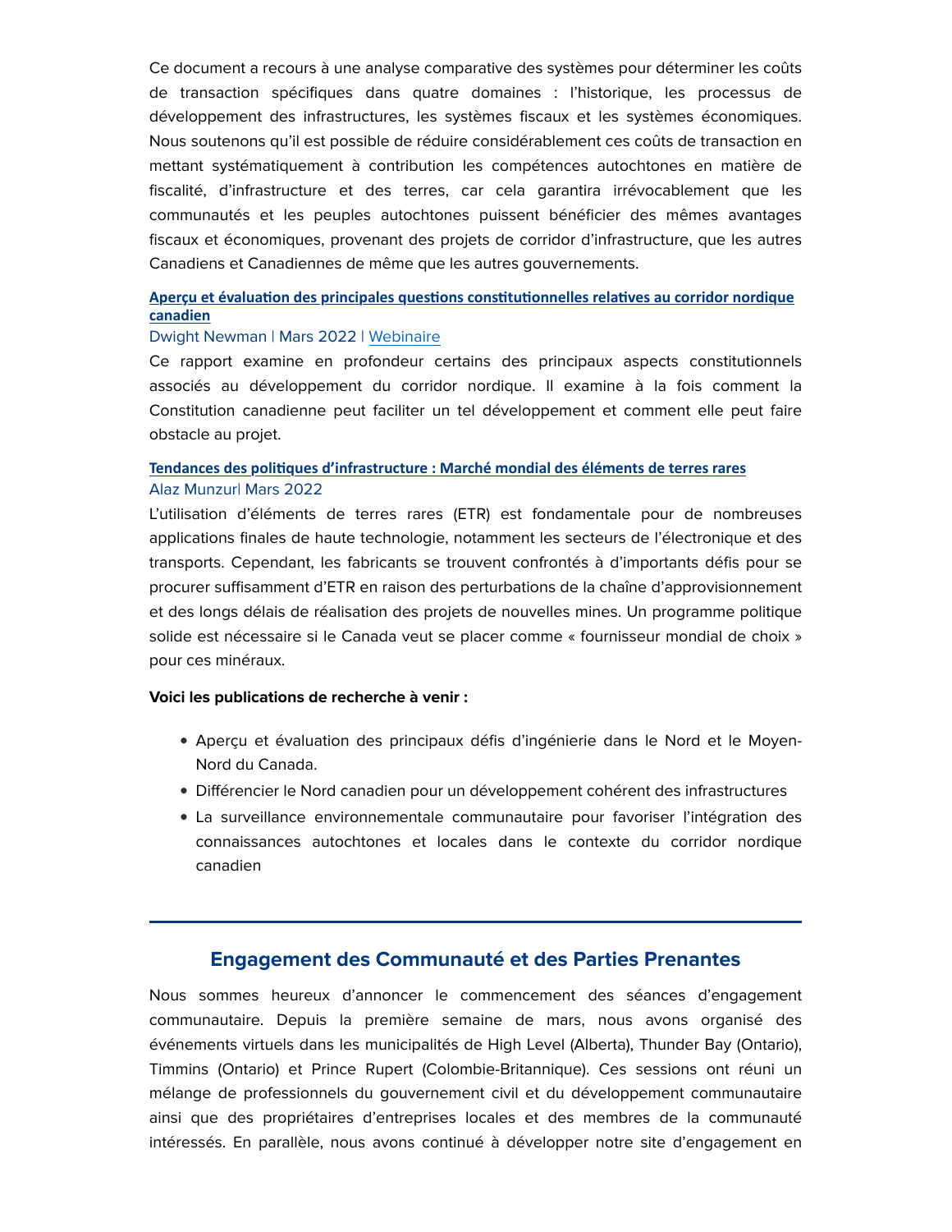Ce document a recours à une analyse comparative des systèmes pour déterminer les coûts de transaction spécifiques dans quatre domaines : l'historique, les processus de développement des infrastructures, les systèmes fiscaux et les systèmes économiques. Nous soutenons qu'il est possible de réduire considérablement ces coûts de transaction en mettant systématiquement à contribution les compétences autochtones en matière de fiscalité, d'infrastructure et des terres, car cela garantira irrévocablement que les communautés et les peuples autochtones puissent bénéficier des mêmes avantages fiscaux et économiques, provenant des projets de corridor d'infrastructure, que les autres Canadiens et Canadiennes de même que les autres gouvernements.

**Aperçu et évaluation des principales questions constitutionnelles relatives au corridor nordique canadien**

Dwight Newman | Mars 2022 | Webinaire

Ce rapport examine en profondeur certains des principaux aspects constitutionnels associés au développement du corridor nordique. Il examine à la fois comment la Constitution canadienne peut faciliter un tel développement et comment elle peut faire obstacle au projet.

**Tendances des politiques d'infrastructure : Marché mondial des éléments de terres rares**

Alaz Munzur| Mars 2022

L'utilisation d'éléments de terres rares (ETR) est fondamentale pour de nombreuses applications finales de haute technologie, notamment les secteurs de l'électronique et des transports. Cependant, les fabricants se trouvent confrontés à d'importants défis pour se procurer suffisamment d'ETR en raison des perturbations de la chaîne d'approvisionnement et des longs délais de réalisation des projets de nouvelles mines. Un programme politique solide est nécessaire si le Canada veut se placer comme « fournisseur mondial de choix » pour ces minéraux.

**Voici les publications de recherche à venir :**

- Aperçu et évaluation des principaux défis d'ingénierie dans le Nord et le Moyen-Nord du Canada.
- Différencier le Nord canadien pour un développement cohérent des infrastructures
- La surveillance environnementale communautaire pour favoriser l'intégration des connaissances autochtones et locales dans le contexte du corridor nordique canadien

---

## Engagement des Communauté et des Parties Prenantes

Nous sommes heureux d'annoncer le commencement des séances d'engagement communautaire. Depuis la première semaine de mars, nous avons organisé des événements virtuels dans les municipalités de High Level (Alberta), Thunder Bay (Ontario), Timmins (Ontario) et Prince Rupert (Colombie-Britannique). Ces sessions ont réuni un mélange de professionnels du gouvernement civil et du développement communautaire ainsi que des propriétaires d'entreprises locales et des membres de la communauté intéressés. En parallèle, nous avons continué à développer notre site d'engagement en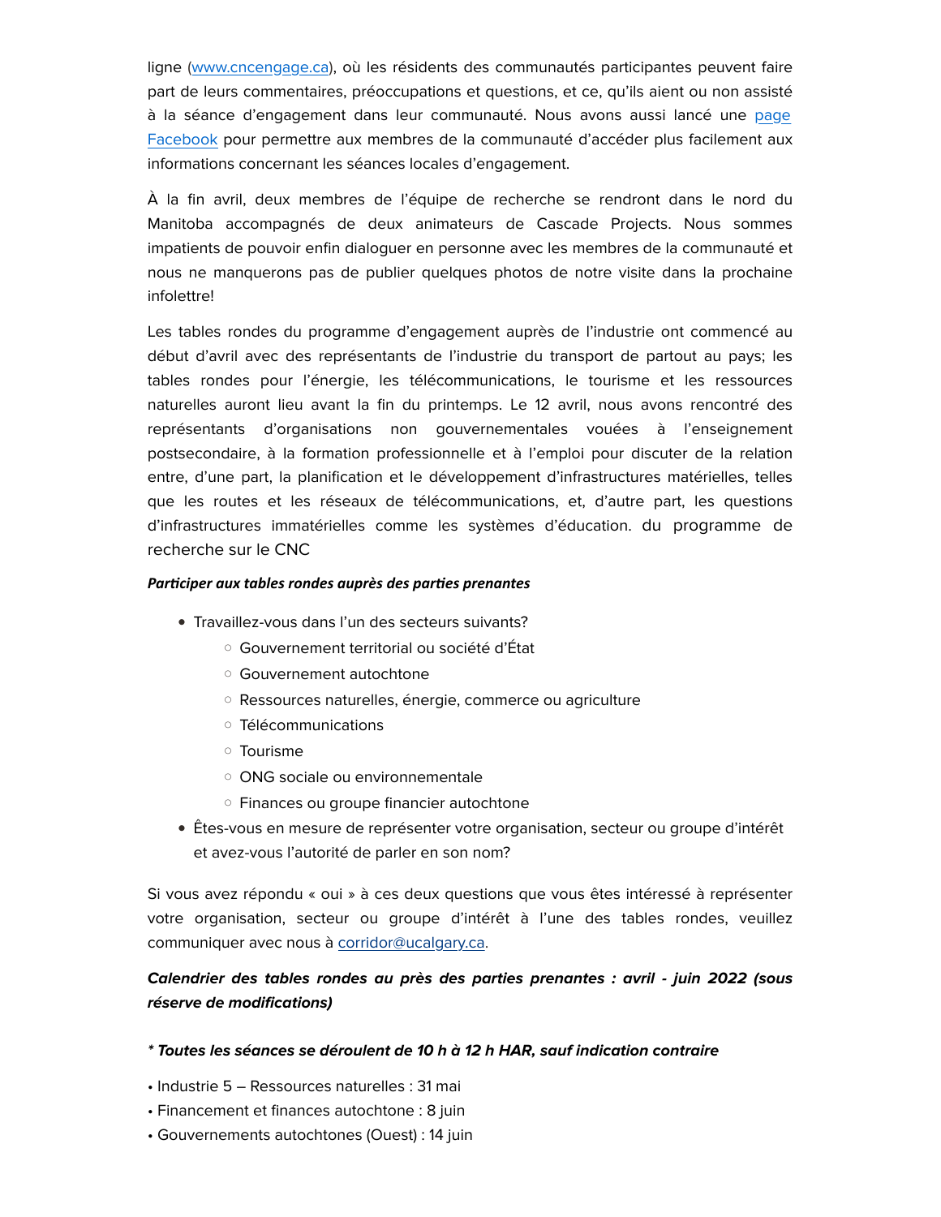ligne ([www.cncengage.ca](http://www.cncengage.ca)), où les résidents des communautés participantes peuvent faire part de leurs commentaires, préoccupations et questions, et ce, qu'ils aient ou non assisté à la séance d'engagement dans leur communauté. Nous avons aussi lancé une page Facebook pour permettre aux membres de la communauté d'accéder plus facilement aux informations concernant les séances locales d'engagement.

À la fin avril, deux membres de l'équipe de recherche se rendront dans le nord du Manitoba accompagnés de deux animateurs de Cascade Projects. Nous sommes impatients de pouvoir enfin dialoguer en personne avec les membres de la communauté et nous ne manquerons pas de publier quelques photos de notre visite dans la prochaine infolettre!

Les tables rondes du programme d'engagement auprès de l'industrie ont commencé au début d'avril avec des représentants de l'industrie du transport de partout au pays; les tables rondes pour l'énergie, les télécommunications, le tourisme et les ressources naturelles auront lieu avant la fin du printemps. Le 12 avril, nous avons rencontré des représentants d'organisations non gouvernementales vouées à l'enseignement postsecondaire, à la formation professionnelle et à l'emploi pour discuter de la relation entre, d'une part, la planification et le développement d'infrastructures matérielles, telles que les routes et les réseaux de télécommunications, et, d'autre part, les questions d'infrastructures immatérielles comme les systèmes d'éducation. du programme de recherche sur le CNC

***Participer aux tables rondes auprès des parties prenantes***

- Travaillez-vous dans l'un des secteurs suivants?
  - Gouvernement territorial ou société d'État
  - Gouvernement autochtone
  - Ressources naturelles, énergie, commerce ou agriculture
  - Télécommunications
  - Tourisme
  - ONG sociale ou environnementale
  - Finances ou groupe financier autochtone
- Êtes-vous en mesure de représenter votre organisation, secteur ou groupe d'intérêt et avez-vous l'autorité de parler en son nom?

Si vous avez répondu « oui » à ces deux questions que vous êtes intéressé à représenter votre organisation, secteur ou groupe d'intérêt à l'une des tables rondes, veuillez communiquer avec nous à [corridor@ucalgary.ca](mailto:corridor@ucalgary.ca).

***Calendrier des tables rondes au près des parties prenantes : avril - juin 2022 (sous réserve de modifications)***

***\* Toutes les séances se déroulent de 10 h à 12 h HAR, sauf indication contraire***

- Industrie 5 – Ressources naturelles : 31 mai
- Financement et finances autochtone : 8 juin
- Gouvernements autochtones (Ouest) : 14 juin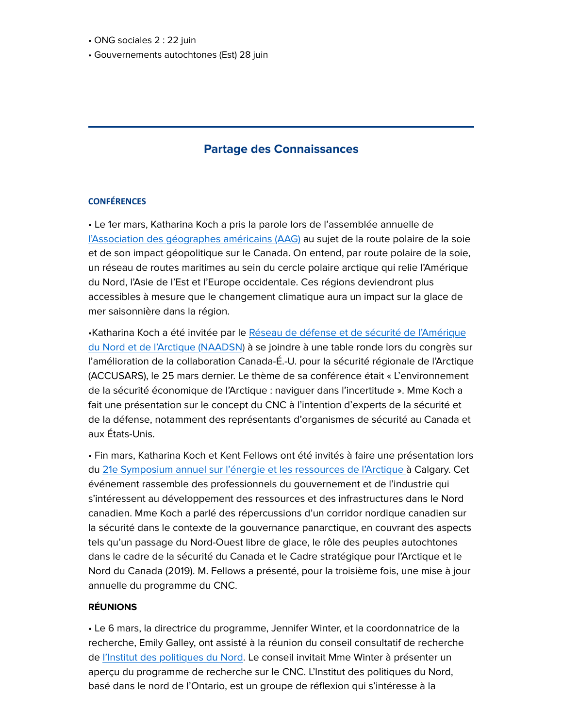• ONG sociales 2 : 22 juin
• Gouvernements autochtones (Est) 28 juin

---

## Partage des Connaissances

### CONFÉRENCES

• Le 1er mars, Katharina Koch a pris la parole lors de l'assemblée annuelle de l'Association des géographes américains (AAG) au sujet de la route polaire de la soie et de son impact géopolitique sur le Canada. On entend, par route polaire de la soie, un réseau de routes maritimes au sein du cercle polaire arctique qui relie l'Amérique du Nord, l'Asie de l'Est et l'Europe occidentale. Ces régions deviendront plus accessibles à mesure que le changement climatique aura un impact sur la glace de mer saisonnière dans la région.

•Katharina Koch a été invitée par le Réseau de défense et de sécurité de l'Amérique du Nord et de l'Arctique (NAADSN) à se joindre à une table ronde lors du congrès sur l'amélioration de la collaboration Canada-É.-U. pour la sécurité régionale de l'Arctique (ACCUSARS), le 25 mars dernier. Le thème de sa conférence était « L'environnement de la sécurité économique de l'Arctique : naviguer dans l'incertitude ». Mme Koch a fait une présentation sur le concept du CNC à l'intention d'experts de la sécurité et de la défense, notamment des représentants d'organismes de sécurité au Canada et aux États-Unis.

• Fin mars, Katharina Koch et Kent Fellows ont été invités à faire une présentation lors du 21e Symposium annuel sur l'énergie et les ressources de l'Arctique à Calgary. Cet événement rassemble des professionnels du gouvernement et de l'industrie qui s'intéressent au développement des ressources et des infrastructures dans le Nord canadien. Mme Koch a parlé des répercussions d'un corridor nordique canadien sur la sécurité dans le contexte de la gouvernance panarctique, en couvrant des aspects tels qu'un passage du Nord-Ouest libre de glace, le rôle des peuples autochtones dans le cadre de la sécurité du Canada et le Cadre stratégique pour l'Arctique et le Nord du Canada (2019). M. Fellows a présenté, pour la troisième fois, une mise à jour annuelle du programme du CNC.

### RÉUNIONS

• Le 6 mars, la directrice du programme, Jennifer Winter, et la coordonnatrice de la recherche, Emily Galley, ont assisté à la réunion du conseil consultatif de recherche de l'Institut des politiques du Nord. Le conseil invitait Mme Winter à présenter un aperçu du programme de recherche sur le CNC. L'Institut des politiques du Nord, basé dans le nord de l'Ontario, est un groupe de réflexion qui s'intéresse à la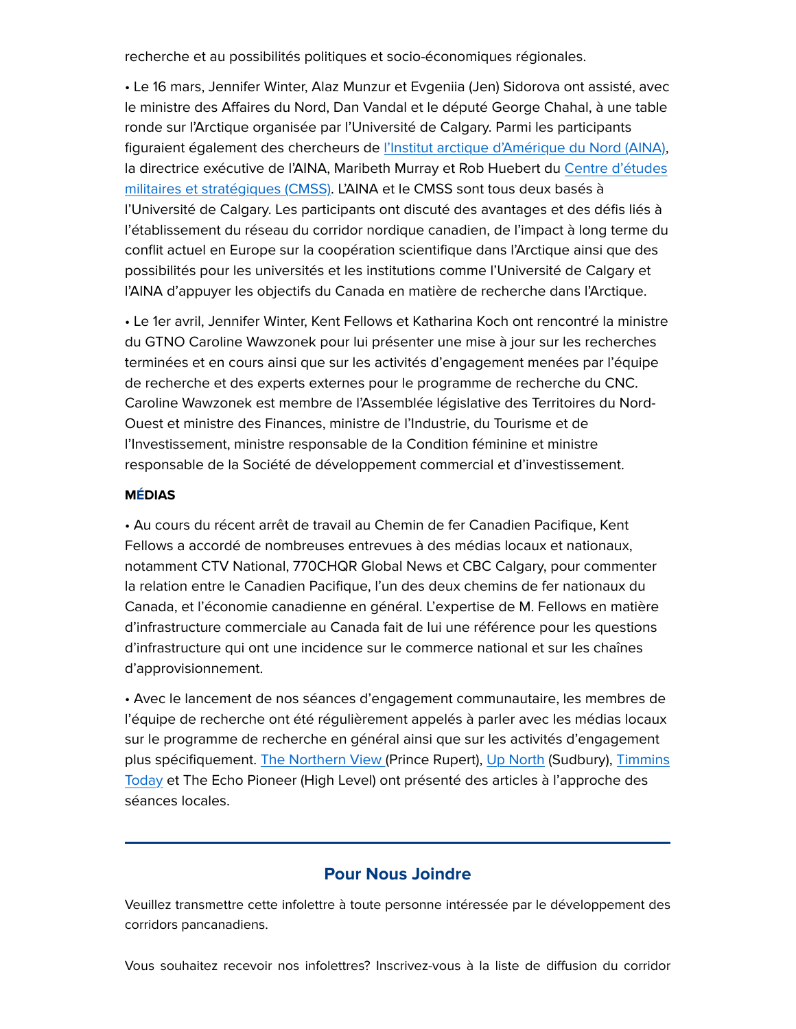recherche et au possibilités politiques et socio-économiques régionales.

• Le 16 mars, Jennifer Winter, Alaz Munzur et Evgeniia (Jen) Sidorova ont assisté, avec le ministre des Affaires du Nord, Dan Vandal et le député George Chahal, à une table ronde sur l'Arctique organisée par l'Université de Calgary. Parmi les participants figuraient également des chercheurs de l'Institut arctique d'Amérique du Nord (AINA), la directrice exécutive de l'AINA, Maribeth Murray et Rob Huebert du Centre d'études militaires et stratégiques (CMSS). L'AINA et le CMSS sont tous deux basés à l'Université de Calgary. Les participants ont discuté des avantages et des défis liés à l'établissement du réseau du corridor nordique canadien, de l'impact à long terme du conflit actuel en Europe sur la coopération scientifique dans l'Arctique ainsi que des possibilités pour les universités et les institutions comme l'Université de Calgary et l'AINA d'appuyer les objectifs du Canada en matière de recherche dans l'Arctique.

• Le 1er avril, Jennifer Winter, Kent Fellows et Katharina Koch ont rencontré la ministre du GTNO Caroline Wawzonek pour lui présenter une mise à jour sur les recherches terminées et en cours ainsi que sur les activités d'engagement menées par l'équipe de recherche et des experts externes pour le programme de recherche du CNC. Caroline Wawzonek est membre de l'Assemblée législative des Territoires du Nord-Ouest et ministre des Finances, ministre de l'Industrie, du Tourisme et de l'Investissement, ministre responsable de la Condition féminine et ministre responsable de la Société de développement commercial et d'investissement.

**MÉDIAS**

• Au cours du récent arrêt de travail au Chemin de fer Canadien Pacifique, Kent Fellows a accordé de nombreuses entrevues à des médias locaux et nationaux, notamment CTV National, 770CHQR Global News et CBC Calgary, pour commenter la relation entre le Canadien Pacifique, l'un des deux chemins de fer nationaux du Canada, et l'économie canadienne en général. L'expertise de M. Fellows en matière d'infrastructure commerciale au Canada fait de lui une référence pour les questions d'infrastructure qui ont une incidence sur le commerce national et sur les chaînes d'approvisionnement.

• Avec le lancement de nos séances d'engagement communautaire, les membres de l'équipe de recherche ont été régulièrement appelés à parler avec les médias locaux sur le programme de recherche en général ainsi que sur les activités d'engagement plus spécifiquement. The Northern View (Prince Rupert), Up North (Sudbury), Timmins Today et The Echo Pioneer (High Level) ont présenté des articles à l'approche des séances locales.

---

## Pour Nous Joindre

Veuillez transmettre cette infolettre à toute personne intéressée par le développement des corridors pancanadiens.

Vous souhaitez recevoir nos infolettres? Inscrivez-vous à la liste de diffusion du corridor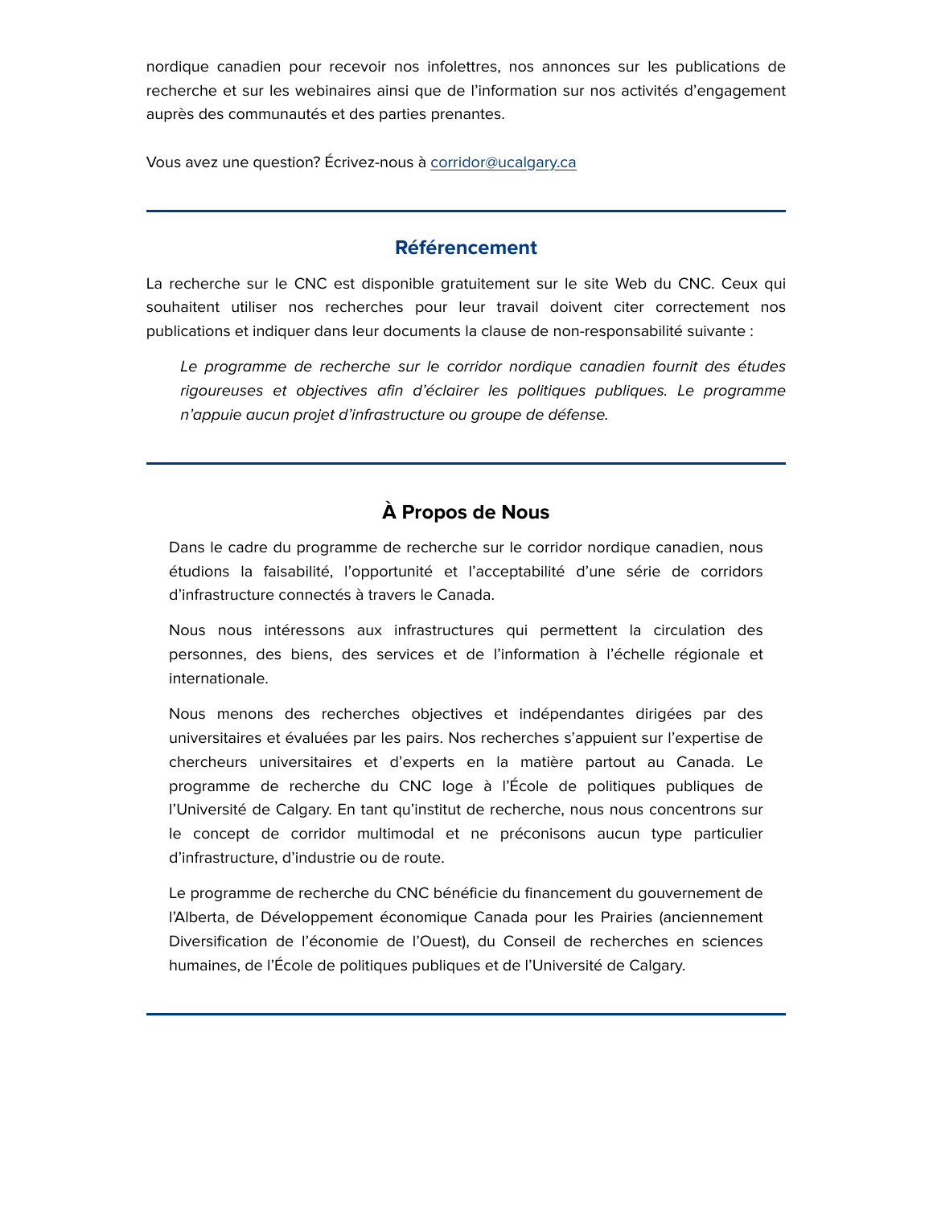nordique canadien pour recevoir nos infolettres, nos annonces sur les publications de recherche et sur les webinaires ainsi que de l'information sur nos activités d'engagement auprès des communautés et des parties prenantes.

Vous avez une question? Écrivez-nous à corridor@ucalgary.ca

---

## Référencement

La recherche sur le CNC est disponible gratuitement sur le site Web du CNC. Ceux qui souhaitent utiliser nos recherches pour leur travail doivent citer correctement nos publications et indiquer dans leur documents la clause de non-responsabilité suivante :

> *Le programme de recherche sur le corridor nordique canadien fournit des études rigoureuses et objectives afin d'éclairer les politiques publiques. Le programme n'appuie aucun projet d'infrastructure ou groupe de défense.*

---

## À Propos de Nous

Dans le cadre du programme de recherche sur le corridor nordique canadien, nous étudions la faisabilité, l'opportunité et l'acceptabilité d'une série de corridors d'infrastructure connectés à travers le Canada.

Nous nous intéressons aux infrastructures qui permettent la circulation des personnes, des biens, des services et de l'information à l'échelle régionale et internationale.

Nous menons des recherches objectives et indépendantes dirigées par des universitaires et évaluées par les pairs. Nos recherches s'appuient sur l'expertise de chercheurs universitaires et d'experts en la matière partout au Canada. Le programme de recherche du CNC loge à l'École de politiques publiques de l'Université de Calgary. En tant qu'institut de recherche, nous nous concentrons sur le concept de corridor multimodal et ne préconisons aucun type particulier d'infrastructure, d'industrie ou de route.

Le programme de recherche du CNC bénéficie du financement du gouvernement de l'Alberta, de Développement économique Canada pour les Prairies (anciennement Diversification de l'économie de l'Ouest), du Conseil de recherches en sciences humaines, de l'École de politiques publiques et de l'Université de Calgary.

---